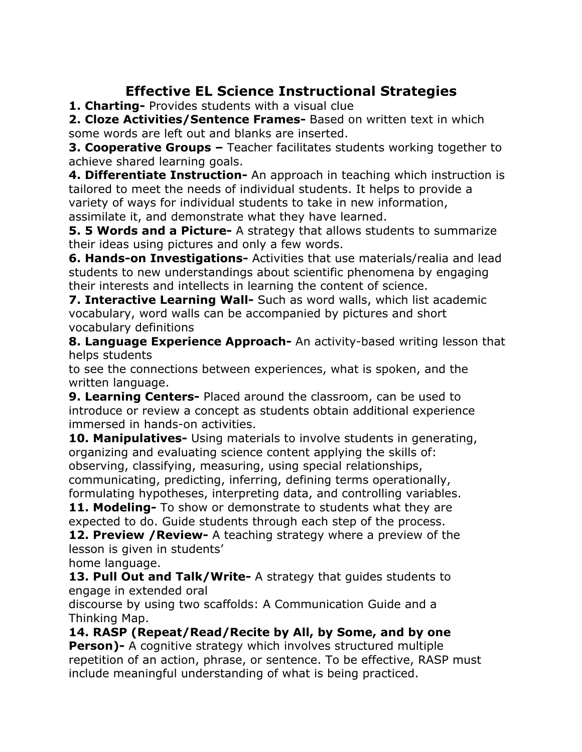# Effective EL Science Instructional Strategies

**1. Charting-** Provides students with a visual clue

**2. Cloze Activities/Sentence Frames-** Based on written text in which some words are left out and blanks are inserted.

**3. Cooperative Groups –** Teacher facilitates students working together to achieve shared learning goals.

**4. Differentiate Instruction-** An approach in teaching which instruction is tailored to meet the needs of individual students. It helps to provide a variety of ways for individual students to take in new information, assimilate it, and demonstrate what they have learned.

**5. 5 Words and a Picture-** A strategy that allows students to summarize their ideas using pictures and only a few words.

**6. Hands-on Investigations-** Activities that use materials/realia and lead students to new understandings about scientific phenomena by engaging their interests and intellects in learning the content of science.

**7. Interactive Learning Wall-** Such as word walls, which list academic vocabulary, word walls can be accompanied by pictures and short vocabulary definitions

**8. Language Experience Approach-** An activity-based writing lesson that helps students to see the connections between experiences, what is spoken, and the written language.

**9. Learning Centers-** Placed around the classroom, can be used to introduce or review a concept as students obtain additional experience immersed in hands-on activities.

**10. Manipulatives-** Using materials to involve students in generating, organizing and evaluating science content applying the skills of: observing, classifying, measuring, using special relationships, communicating, predicting, inferring, defining terms operationally, formulating hypotheses, interpreting data, and controlling variables.

**11. Modeling-** To show or demonstrate to students what they are expected to do. Guide students through each step of the process.

**12. Preview /Review-** A teaching strategy where a preview of the lesson is given in students' home language.

**13. Pull Out and Talk/Write-** A strategy that guides students to engage in extended oral discourse by using two scaffolds: A Communication Guide and a Thinking Map.

**14. RASP (Repeat/Read/Recite by All, by Some, and by one Person)-** A cognitive strategy which involves structured multiple repetition of an action, phrase, or sentence. To be effective, RASP must include meaningful understanding of what is being practiced.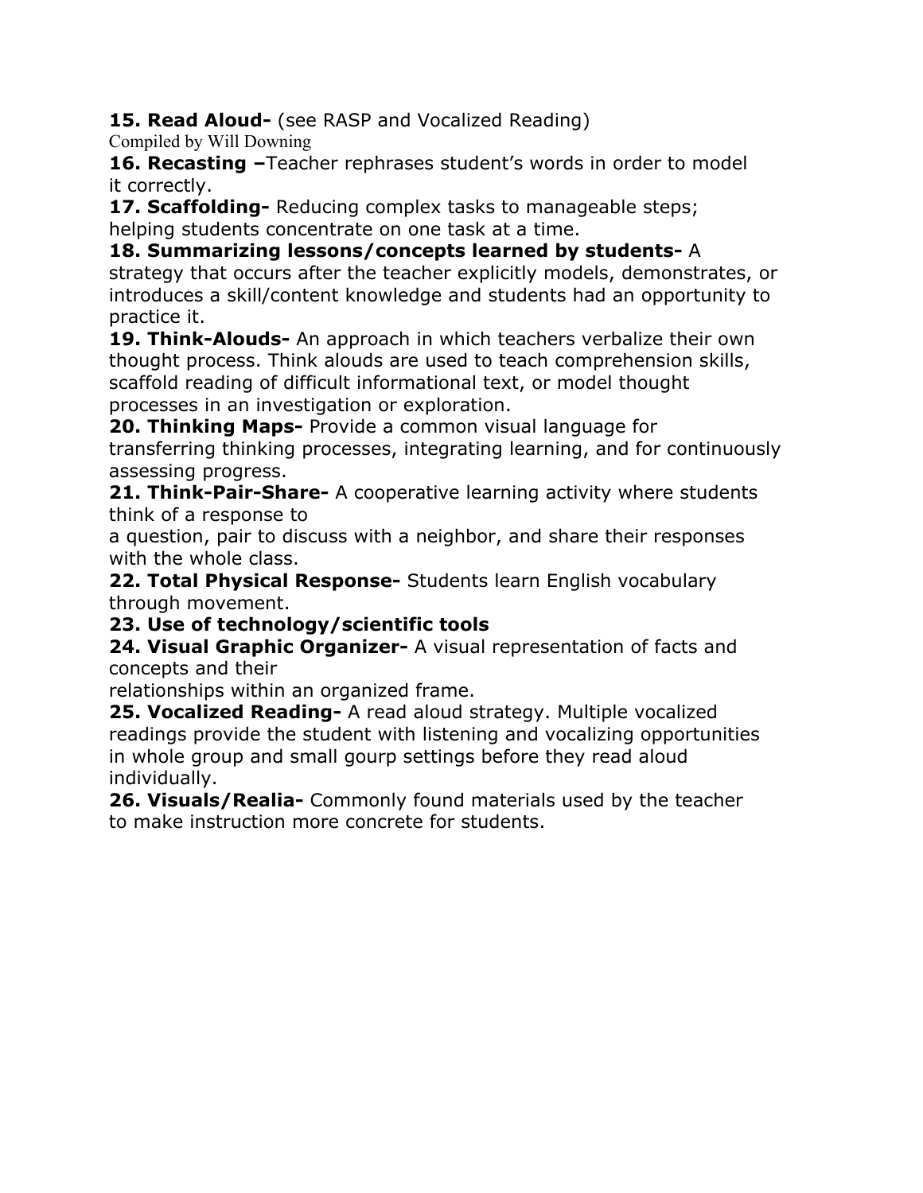**15. Read Aloud-** (see RASP and Vocalized Reading)

Compiled by Will Downing

**16. Recasting –**Teacher rephrases student's words in order to model it correctly.

**17. Scaffolding-** Reducing complex tasks to manageable steps; helping students concentrate on one task at a time.

**18. Summarizing lessons/concepts learned by students-** A strategy that occurs after the teacher explicitly models, demonstrates, or introduces a skill/content knowledge and students had an opportunity to practice it.

**19. Think-Alouds-** An approach in which teachers verbalize their own thought process. Think alouds are used to teach comprehension skills, scaffold reading of difficult informational text, or model thought processes in an investigation or exploration.

**20. Thinking Maps-** Provide a common visual language for transferring thinking processes, integrating learning, and for continuously assessing progress.

**21. Think-Pair-Share-** A cooperative learning activity where students think of a response to a question, pair to discuss with a neighbor, and share their responses with the whole class.

**22. Total Physical Response-** Students learn English vocabulary through movement.

**23. Use of technology/scientific tools**

**24. Visual Graphic Organizer-** A visual representation of facts and concepts and their relationships within an organized frame.

**25. Vocalized Reading-** A read aloud strategy. Multiple vocalized readings provide the student with listening and vocalizing opportunities in whole group and small gourp settings before they read aloud individually.

**26. Visuals/Realia-** Commonly found materials used by the teacher to make instruction more concrete for students.